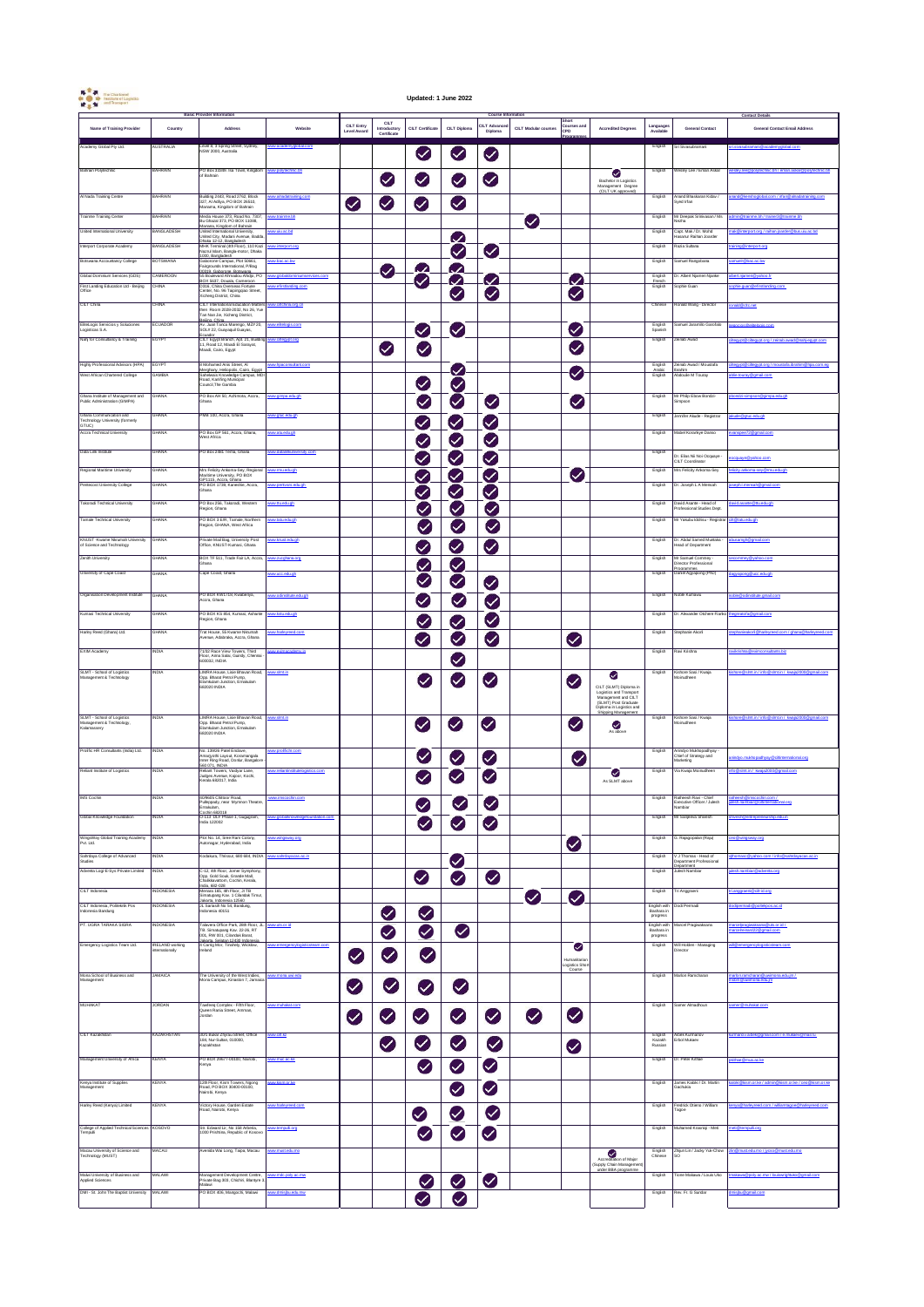**Updated: 1 June 2022**

| Basic Provider Information | | | | Course Information | | | | | | | | Contact Details | | |
|---|---|---|---|---|---|---|---|---|---|---|---|---|---|---|
| Name of Training Provider | Country | Address | Website | CILT Entry Level Award | CILT Introductory Certificate | CILT Certificate | CILT Diploma | CILT Advanced Diploma | CILT Modular courses | Short Courses and CPD Programmes | Accredited Degrees | Languages Available | General Contact | General Contact Email Address |
| Academy Global Pty Ltd | AUSTRALIA | Level 8, 3 Spring Street, Sydney, NSW 2000, Australia | www.academyglobal.com | | | ✓ | ✓ | ✓ | | | | English | Sri Sivanathan | sri.sivanathan@academyglobal.com |
| Bahrain Polytechnic | BAHRAIN | PO Box 33349, Isa Town, Kingdom of Bahrain | www.polytechnic.bh | | ✓ | ✓ | ✓ | ✓ | | | ✓ Bachelor in Logistics Management Degree (CILT UK approved) | English | Wesley Lee / Ismail Abbas | wesley.lee@polytechnic.bh / ismail.abbas@polytechnic.bh |
| Al Nada Training Centre | BAHRAIN | Building 2683, Road 2763, Block 327, Al Adliya, PO Box 26545, Manama, Kingdom of Bahrain | www.alnadatraining.com | ✓ | ✓ | ✓ | ✓ | | | | | English | Anand Bhaskaran Kottai / Syed Irfan | anand@alnadatraining.com / irfan@alnadatraining.com |
| Traintex Training Center | BAHRAIN | Media House 373, Road No. 7007, Isa Ghazal 373, PO BOX 11008, Manama, Kingdom of Bahrain | www.traintex.bh | | | | | | ✓ | | | English | Mr Deepak Srinivasan / Ms. Rekha | admin@traintex.bh / traincen@traintex.bh |
| United International University | BANGLADESH | United International University, United City, Madani Avenue, Badda, Dhaka 12-12, Bangladesh | www.uiu.ac.bd | | | | ✓ | | | | | English | Capt. Maki / Dr. Mohd Hasanur Raihan Joarder | mail@interport.org / raihan.joarder@bus.uiu.ac.bd |
| Interport Corporate Academy | BANGLADESH | MHK Terminal (4th Floor), 110 Kazi Nazrul Islam, Bangla-motor, Dhaka 1000, Bangladesh | www.interport.org | | | | ✓ | ✓ | | | | English | Raiza Sultana | training@interport.org |
| Botswana Accountancy College | BOTSWANA | Gaborone Campus, Plot 50661, Fairgrounds International, Private Bag 00319, Gaborone, Botswana | www.bac.ac.bw | | ✓ | ✓ | ✓ | | | | | English | Samuel Rangobana | samuelr@bac.ac.bw |
| Global Dominium Services (GDS) | CAMEROON | 55 Boulevard Ahmadou Ahidjo, PO BOX 8427, Douala, Cameroon | www.globaldominiumservices.com | | | ✓ | ✓ | | | | | English French | Dr. Albert Njamen Njodie | albert.njamen@yahoo.fr |
| First Landing Education Ltd - Beijing Office | CHINA | 2311, China Overseas Fortune Center, No.36 Tiaoyangtao Street, Xicheng District, China | www.efirstlanding.com | | | | ✓ | ✓ | | ✓ | | English | Sophie Guan | sophie.guan@efirstlanding.com |
| CILT China | CHINA | CILT International Education Matters, Rm. Room 2028-2032, No.26, Yue Tan Nan Jie, Xicheng District, Beijing, China | www.ciltchina.org.cn | | | | ✓ | ✓ | | ✓ | | Chinese | Ronald Wang - Director | ronald@ciltchina.net |
| MiteLogic Servicios y Soluciones Logisticas S.A. | ECUADOR | Av. Juan Tanca Marengo, MZP 20, SOLR 22, Guayaquil Guayas, Ecuador | www.mitelogic.com | | | ✓ | ✓ | | | ✓ | | English Spanish | Samuel Jaramillo Garofalo | sjaramillo@mitelogic.com |
| Naly for Consultancy & Training | EGYPT | CILT Egypt Branch, Apt. 11, Building 11, Road 12, Maadi El Sarayat, Maadi, Cairo, Egypt | www.ciltegypt.org | | ✓ | ✓ | | | | ✓ | | English | Zienab Awad | ciltegypt@ciltegypt.org / zeinab.awad@naly-egypt.com |
| Highly Professional Advisors (HPA) | EGYPT | 8 Mohamed Anis Street, Al Merghany, Heliopolis, Cairo, Egypt | www.hpaconsultant.com | | | | ✓ | | | ✓ | | English Arabic | Zienab Awad / Moustafa Ibrahim | ciltegypt@ciltegypt.org / moustafa.ibrahim@hpa.com.eg |
| West African Chartered College | GAMBIA | Senekunda Knowledge Campus, MDI Road, Kanifing Municipal Council, The Gambia | | | | ✓ | ✓ | | | | | English | Alaboule M Touray | aitle.touray@gmail.com |
| Ghana Institute of Management and Public Administration (GIMPA) | GHANA | PO Box AH 50, Achimota, Accra, Ghana | www.gimpa.edu.gh | | | ✓ | ✓ | ✓ | | ✓ | | English | Mr Philip Ebow Bondzi-Simpson | pbondzi-simpson@gimpa.edu.gh |
| Ghana Communication and Technology University (formerly GTUC) | GHANA | PMB 100, Accra, Ghana | www.gtuc.edu.gh | | | ✓ | ✓ | ✓ | | | | English | Jennifer Akade - Registrar | jakade@gtuc.edu.gh |
| Accra Technical University | GHANA | PO Box GP 561, Accra, Ghana, West Africa | www.atu.edu.gh | | | ✓ | ✓ | ✓ | | | | English | Mabel Korankye Darko | kwanpee72@gmail.com |
| Data Link Institute | GHANA | PO Box 2481 Tema, Ghana | www.datalinkuniversity.com | | | ✓ | ✓ | ✓ | | | | English | Dr. Elias Nii Noi Ocquaye - CILT Coordinator | eocquaye@yahoo.com |
| Regional Maritime University | GHANA | Mrs Felicity Ankoma-Sey, Regional Maritime University, PO BOX GP1115, Accra, Ghana | www.rmu.edu.gh | | | ✓ | ✓ | ✓ | | ✓ | | English | Mrs Felicity Ankoma-Sey | felicity.ankoma-sey@rmu.edu.gh |
| Pentecost University College | GHANA | PO BOX 1739, Kaneshie, Accra, Ghana | www.pentvars.edu.gh | | | ✓ | ✓ | ✓ | | | | English | Dr. Joseph L A Mensah | joseph.l.mensah@gmail.com |
| Takoradi Technical University | GHANA | PO Box 256, Takoradi, Western Region, Ghana | www.ttu.edu.gh | | | ✓ | ✓ | ✓ | | | | English | David Asante - Head of Professional Studies Dept. | david.asante@ttu.edu.gh |
| Tamale Technical University | GHANA | PO BOX 3 E/R, Tamale, Northern Region, GHANA, West Africa | www.tatu.edu.gh | | | ✓ | ✓ | ✓ | | | | English | Mr Yakubu Iddrisu - Registrar | info@tatu.edu.gh |
| KNUST - Kwame Nkrumah University of Science and Technology | GHANA | Private Mail Bag, University Post Office, KNUST-Kumasi, Ghana | www.knust.edu.gh | | | ✓ | ✓ | ✓ | | | | English | Dr. Abdul Samed Muntaka - Head of Department | asmuntaka@gmail.com |
| Zenith University | GHANA | BOX TF 511, Trade Fair LA, Accra, Ghana | www.zucghana.org | | | ✓ | ✓ | | | | | English | Mr Samuel Commey - Director Professional Programmes | sscommey@yahoo.com |
| University of Cape Coast | GHANA | Cape Coast, Ghana | www.ucc.edu.gh | | | ✓ | ✓ | ✓ | | | | English | Daniel Agyapong (PhD) | dagyapong@ucc.edu.gh |
| Organisation Development Institute | GHANA | PO BOX KW1759, Kwabenya, Accra, Ghana | www.odinstitute.edu.gh | | | ✓ | ✓ | ✓ | | | | English | Noble Kumawu | noble@odinstitute.gmail.com |
| Kumasi Technical University | GHANA | PO BOX KS 854, Kumasi, Ashanti Region, Ghana | www.kstu.edu.gh | | | ✓ | ✓ | ✓ | | | | English | Dr. Alexander Otchere Fianko | Daegreatofa@gmail.com |
| Harley Reed (Ghana) Ltd. | GHANA | Trie House, 65 Kwame Nkrumah Avenue, Adabraka, Accra, Ghana | www.harleyreed.com | | | ✓ | ✓ | ✓ | | ✓ | | English | Stephanie Ancel | stephanieadzoe@harleyreed.com / ghana@harleyreed.com |
| EXIM Academy | INDIA | 71/32 Race View Towers, Third Floor, Anna Salai, Guindy, Chennai 600032, INDIA | www.eximacademy.in | | | | ✓ | | | | | English | Ravi Krishna | ravikrishna@eximconsultants.biz |
| SLMT - School of Logistics Management & Technology | INDIA | LIMRA House, Lalel Bhavan Road, Opp. Bharat Petrol Pump, Eranakulam, Ernakulam 682020 INDIA | www.slmt.in | | | ✓ | ✓ | ✓ | | ✓ | ✓ CILT (SLMT) Diplomas in Logistics and Transport Management and CILT (SLMT) Post Graduate Diploma in Logistics and Shipping Management | English | Kishore Saai / Kwaja Moinudheen | kishore@slmt.in / info@slmt.in / kwaja2008@gmail.com |
| SLMT - School of Logistics Management & Technology, Kalamassery | INDIA | LIMRA House, Lalel Bhavan Road, Opp. Bharat Petrol Pump, Eranakulam, Ernakulam 682020 INDIA | www.slmt.in | | | ✓ | ✓ | ✓ | | ✓ | ✓ As above | English | Kishore Saai / Kwaja Moinudheen | kishore@slmt.in / info@slmt.in / kwaja2008@gmail.com |
| Prolific HR Consultants (India) Ltd. | INDIA | No. 12/9/29 Patel Enclave, Amarjyothi Layout, Koramangala Inner Ring Road, Domlur, Bangalore 560 071, INDIA | www.prolifichr.com | | | ✓ | ✓ | ✓ | | ✓ | | English | Anindya Mukhopadhyay - Chief of Strategy and Marketing | anindya.mukhopadhyay@ciltinternational.org |
| Reliant Institute of Logistics | INDIA | Reliant Towers, Vaidyar Lane, Judges Avenue, Kaloor, Kochi, Kerala 682017, India | www.reliantinstituteoflogistics.com | | | ✓ | ✓ | ✓ | | | ✓ As SLMT above | English | Via Kwaja Moinudheen | info@slmt.in / kwaja2008@gmail.com |
| IMS Cochin | INDIA | 40/9685 Chittoor Road, Pulleppady, near Mymron Theatre, Ernakulam, Cochin 682018 | www.imscochin.com | | | ✓ | ✓ | ✓ | | | | English | Ratheesh Ravi - Chief Executive Officer / Jukesh Nambiar | ratheesh@imscochin.com / jukesh.nambiar@ciltinternational.org |
| Global Knowledge Foundation | INDIA | C-114, DLF Phase 1, Gurgaon, India 122002 | www.globalknowledgefoundation.com | | | ✓ | ✓ | ✓ | | | | English | Mr Sanjeeva Shivesh | shivesh@globalknowledge.edu.in |
| Wingsway Global Training Academy Pvt. Ltd. | INDIA | Plot No. 16, Sree Ram Colony, Autonagar, Hyderabad, India | www.wingsway.org | | | | | | | ✓ | | English | G. Rajagopalan (Raju) | raj@wingsway.org |
| Sahrdaya College of Advanced Studies | INDIA | Kodakara, Thrissur, 680 684, INDIA | www.sahrdayacas.ac.in | | | | ✓ | | | | | English | V.J Thomas - Head of Department Professional Department | vjthomas@yahoo.com / info@sahrdayacas.ac.in |
| Advento Logi-E-Sys Private Limited | INDIA | C-12, 4th Floor, Jomer Symphony, Opp. Gold Souk, Grande Mall, Chakkaraparambu, Cochin, Kerala, India, 682 028 | www.advento.org | | | ✓ | ✓ | ✓ | | | | English | Jukesh Nambiar | jukesh.nambiar@advento.org |
| CILT Indonesia | INDONESIA | Menara 165, 4th Floor, Jl TB Simatupang Kav. 1 Cilandak Timur, Jakarta, Indonesia 12560 | www.cilt-id.org | | | | | | ✓ | ✓ | | English | Tri Anggraeni | tri.anggraeni@cilt-id.org |
| CILT Indonesia, Politeknik Pos Indonesia Bandung | INDONESIA | Jl. Sariasih No 54, Bandung, Indonesia 40151 | | | ✓ | ✓ | | | | | | English with Bahasa in progress | Dodi Permadi | dodipermadi@poltekpos.ac.id |
| PT. UGRA TANAKA SIGRA | INDONESIA | Talavera Office Park, 28th Floor, Jl. TB. Simatupang Kav. 22-26, RT 001, RW 001, Cilandak Barat, Jakarta, Selatan 12430 Indonesia | www.uts.co.id | | ✓ | ✓ | ✓ | | | | | English with Bahasa in progress | Marcel Pragiwaksana | marcelpragiwaksana@uts.co.id |
| Emergency Logistics Team Ltd. | IRELAND working internationally | 4 Carrig Mor, Tinahely, Wicklow, Ireland | www.emergencylogisticsteam.com | ✓ | ✓ | ✓ | | | | | ✓ Humanitarian Logistics Short Course | English | Will Holden - Managing Director | will@emergencylogisticsteam.com |
| Mona School of Business and Management | JAMAICA | The University of the West Indies, Mona Campus, Kingston 7, Jamaica | www.mona.uwi.edu | ✓ | ✓ | ✓ | ✓ | | | | | English | Marion Ramcharan | marion.ramcharan@uwimona.edu.jm |
| MUHAKAT | JORDAN | Tawfeeq Complex - Fifth Floor, Queen Rania Street, Amman, Jordan | www.muhakat.com | ✓ | ✓ | ✓ | ✓ | ✓ | ✓ | ✓ | | English | Samer Almadhoun | samer@muhakat.com |
| CILT Kazakhstan | KAZAKHSTAN | 46/1 Bukei Zhyrau street, Office 169, Nur-Sultan, 010000, Kazakhstan | www.cilt.kz | | ✓ | ✓ | ✓ | ✓ | | ✓ | | English Kazakh Russian | Aidan Kurmanov / Ertoil Mukaev | kurmanov.aidan@gmail.com / e.mukaev@cilt.kz |
| Management University of Africa | KENYA | PO BOX 29677-00100, Nairobi, Kenya | www.mua.ac.ke | | | ✓ | ✓ | ✓ | | | | English | Dr. Peter Kithae | pkithae@mua.ac.ke |
| Kenya Institute of Supplies Management | KENYA | 12th Floor, Kasneb Towers, Ngong Road, PO BOX 30400-00100, Nairobi, Kenya | www.kism.or.ke | | | | ✓ | ✓ | | | | English | James Kasko / Dr. Martin Gachukia | kasko@kism.or.ke / admin@kism.or.ke / ceo@kism.or.ke |
| Harley Reed (Kenya) Limited | KENYA | Victory House, Garden Estate Road, Nairobi, Kenya | www.harleyreed.com | | | ✓ | ✓ | ✓ | | | | English | Fredrick Otieno / William Tagoe | kenya@harleyreed.com / williamtagoe@harleyreed.com |
| College of Applied Technical Sciences Tempulli | KOSOVO | Str. Edward Lir, No 10A Arberia, 10000 Prishtina, Republic of Kosovo | www.tempulli.org | | | ✓ | ✓ | ✓ | | | | English | Muhamed Krasniqi - Meti | meti@tempulli.org |
| Macau University of Science and Technology (MUST) | MACAU | Avenida Wai Long, Taipa, Macau | www.must.edu.mo | | | | | | | | ✓ Accreditation of Major (Supply Chain Management) under BBA programme | English Chinese | Zhijun Lin / Jacky Yuk-Chow SO | zjlin@must.edu.mo / jycso@must.edu.mo |
| Malawi University of Business and Applied Sciences | MALAWI | Management Development Centre, Private Bag 303, Chichiri, Blantyre 3, Malawi | www.mdc.poly.ac.mw | | | ✓ | ✓ | ✓ | | | | English | Tione Mabaya / Louis Uko | tmabaya@poly.ac.mw / buwong@gmail.com |
| DMI - St. John The Baptist University | MALAWI | PO BOX 406, Mangochi, Malawi | www.dmi.sjbu.edu.mw | | | ✓ | ✓ | | | | | English | Rev. Fr. G Sandor | dmi.sjbu@gmail.com |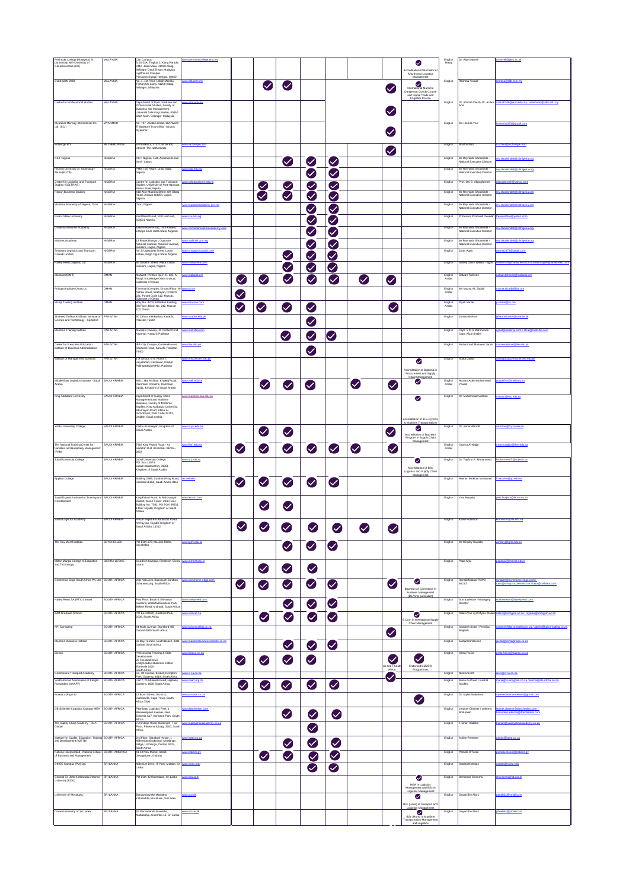| | | | | | | | | | | | | | | |
|---|---|---|---|---|---|---|---|---|---|---|---|---|---|---|
| Peninsula College (Malaysia) in partnership with University of Gloucestershire (UK) | MALAYSIA | City Campus, 8-10-22A, Jingsal 3, Klang Parade, KM2, Jalan Meru, 41050 Klang, Selangor Darul Ehsan, Malaysia Lighthouse Campus Persiaran Sungai Hampar, 40460 | www.peninsulacollege.edu.my | | | | | | | | ✓ Accreditation of Bachelor of Arts (Hons) Logistics Management | English Malay | Dr. Alan Mansell | amansell@glos.ac.uk |
| CLLB SDN BHD | MALAYSIA | No. 1, 1st Floor, Lebuh Meraku, Taman Chi Liung, 41200 Klang, Selangor, Malaysia | www.cllb.com.my | | ✓ | ✓ | | | | ✓ | ✓ International Maritime Dangerous Goods Course and Global Trade and Logistics Course | English | Reshma Yousaf | reshma@cllb.com.my |
| Centre for Professional Studies | MALAYSIA | Department of Post Graduate and Professional Studies, Faculty of Business and Management, Universiti Teknologi MARA, 40450 Shah Alam, Selangor, Malaysia | www.uitm.edu.my | | | | | | | ✓ | | English | Dr. Azimah Daud / Dr. Azlan Amir | azimah@uitm.edu.my / azlanamir@uitm.edu.my |
| Myanmar Mercury International Co. Ltd. (SCI) | MYANMAR | No. 7/7, Zeyathka Road, 14/1 Ward, Thingangyun Town Ship, Yangon, Myanmar | | | | | | | | ✓ | | English | Ms Hla Hla Yee | honeyhla3@gmail.com |
| Intbridge B.V. | NETHERLANDS | Emmalaan 5, 3732 GM de Bilt, Utrecht, The Netherlands | www.intbridge.com | | | | | | | ✓ | | English | Noor Schaul | n.schaul@intbridge.com |
| CILT Nigeria | NIGERIA | CILT Nigeria, 18B, Avaboko Road, Ikoyi - Lagos | | | | ✓ | ✓ | ✓ | | | | English | Mr Reynolds Shodeinde - National Executive Director | rey.shodeinde@ciltnigeria.org |
| Federal University of Technology Akure (FUTA) | NIGERIA | PMB 704, Akure, Ondo State, Nigeria | www.futa.edu.ng | | | | ✓ | ✓ | | | | English | Mr Reynolds Shodeinde - National Executive Director | rey.shodeinde@ciltnigeria.org |
| Centre for Logistics and Transport Studies (CELTRAS) | NIGERIA | Centre for Logistics and Transport Studies, University of Port Harcourt, Rivers State Nigeria | www.celtrasuniport.edu.ng | | ✓ | ✓ | ✓ | ✓ | | | | English | Prof. Ovi S. Akpoghomeh | akpoghomeh@yahoo.com |
| Rilson Business Studies | NIGERIA | 41B Akinsemoyin Street, Off Okota Road, Amuwo Odofin, Lagos, Nigeria | | | ✓ | ✓ | ✓ | ✓ | | | | English | Mr Reynolds Shodeinde - National Executive Director | rey.shodeinde@ciltnigeria.org |
| Maritime Academy of Nigeria, Oron | NIGERIA | Oron, Nigeria | www.maritimeacademy.gov.ng | | | | ✓ | ✓ | | | | English | Mr Reynolds Shodeinde - National Executive Director | rey.shodeinde@ciltnigeria.org |
| Rivers State University | NIGERIA | East/West Road, Port Harcourt, 500001 Nigeria | www.rsu.edu.ng | | | | ✓ | ✓ | | | | English | Professor Princewill Owualah | bwauwillice@yahoo.com |
| Conarina Maritime Academy | NIGERIA | Ewelle Road, Oria Abraka, Ethiope East, Delta State, Nigeria | www.conarinamaritimeacademy.com | | | | ✓ | ✓ | | | | English | Mr Reynolds Shodeinde - National Executive Director | rey.shodeinde@ciltnigeria.org |
| Multimix Academy | NIGERIA | 13 Rasak Balogun, Opposite National Stadium, Western Avenue, Surulere, Lagos, Nigeria | www.multimix.com.ng | | | | ✓ | ✓ | | | | English | Mr Reynolds Shodeinde - National Executive Director | rey.shodeinde@ciltnigeria.org |
| Smartpro Logistics and Transport Consult Limited | NIGERIA | No. 9 Ogbodu Street, Lusar Estate, Sagn Ogun State, Nigeria | www.smartproconsult.com | | | ✓ | ✓ | ✓ | | | | English | Janet Agae | asmat0179@gmail.com |
| Harley Reed (Nigeria) Ltd | NIGERIA | 46 Ducos Street, Alaka Estate, Surulere, Lagos, Nigeria | www.harleyreed.com | | | ✓ | ✓ | ✓ | | | | English | Sydney Obiri / William Tagoe | sydney.obiri@harleyreed.com / william.tagoe@harleyreed.com |
| Muscat (SIMT) | OMAN | Mazoon, PO Box 56, P.C. 135, Al Rusayl, Knowledge Oasis Muscat, Sultanate of Oman | www.mahami.om | ✓ | ✓ | ✓ | ✓ | ✓ | ✓ | ✓ | | English Arabic | Salwan Tahseen | salwan.tahseen@mahami.om |
| Polyglot Institute Oman LLC | OMAN | Tamimah Complex, Ground Floor, Al Nahda Street, Wattayah, PO BOX 221, Postal Code 112, Muscat, Sultanate of Oman | www.pi.om | ✓ | | | | | | | | English Arabic | Ms Mazna AL Zadjali | mazna.alzadjali@pi.om |
| Khimji Training Institute | OMAN | Way No. 4203, Al Wattal Building, 5th Floor, Block No. 242, Muscat 100, Oman | www.kkoman.com | ✓ | ✓ | ✓ | ✓ | | | ✓ | | English Arabic | Priyali Sarkar | p.sarkar@kr.com |
| Shaheed Zulfikar Ali Bhutto Institute of Science and Technology - SZABIST | PAKISTAN | 90 Clifton, Kehkashan, Karachi, Pakistan 75600 | www.szabist.edu.pk | | | | ✓ | | | | | English | Jahanzeb Asim | jahanzeb.asim@szabist.edu.pk |
| Maritime Training Institute | PAKISTAN | Mariners Railway, 63 Timber Pond, Keamari, Karachi, Pakistan | www.mtiship.com | | | ✓ | ✓ | ✓ | | | | English | Capt. S M A Mahmood / Capt. Afzal Shaikh | smaa@mtiship.com / afzal@mtiship.com |
| Centre for Executive Education, Institute of Business Administration | PAKISTAN | IBA City Campus, Garden/Kiyani Shaheed Road, Karachi, Pakistan, 74400 | www.iba.edu.pk | | | | ✓ | | | | | English | Muhammad Mubasar Jamal | mjamal@iba.edu.pk |
| Institute of Management Sciences | PAKISTAN | 1-A Sector, E-5, Phase 7, Hayatabad, Peshawar, Khyber Pakhtunkhwa (KPK), Pakistan | www.imsciences.edu.pk | | | | | | | | ✓ Accreditation of Diploma in Procurement and Supply Chain Management | English | Abdul Qadus | abdulqadus@imsciences.edu.pk |
| Middle East Logistics Institute - Saudi Arabia | SAUDI ARABIA | MELI, Hai Al Shati, Khaleej Road, Dammam Corniche, Dammam 31411, Kingdom of Saudi Arabia | www.meli.edu.sa | | ✓ | ✓ | ✓ | | ✓ | ✓ | ✓ | English Arabic | Hosam Alden Mohammed Yousef | hyousef@meli.edu.sa |
| King Abdulaziz University | SAUDI ARABIA | Department of Supply Chain Management and Maritime Business, Faculty of Maritime Studies, King Abdulaziz University, Alkarayah Road, Alhar Al Jamoubyah, Post Code 23712, Jeddah, Saudi Arabia | www.maritime.kau.edu.sa | | | | | | | | ✓ Accreditation of B.S.c (Ports & Maritime Transportation) | English | Dr. Mohammad Subhan | msaad@kau.edu.sa |
| Yanbu University College | SAUDI ARABIA | Yanbu Al-Senayah, Kingdom of Saudi Arabia | www.rcyci.edu.sa | | ✓ | ✓ | | | | ✓ | ✓ Accreditation of Bachelor Program in Supply Chain Management | English | Dr. Samir Alsobhi | alsobhis@rcyci.edu.sa |
| The National Training Center for Facilities and Hospitality Management (FHM) | SAUDI ARABIA | 7509 King Faysal Road - Al Sadafah Dist. Al Khobar 34216 - 2972 | www.fhm.edu.sa | ✓ | ✓ | ✓ | ✓ | ✓ | ✓ | ✓ | | English Arabic | Osama Al-Najjar | osama.najjar@fhm.edu.sa |
| Jubail University College | SAUDI ARABIA | Jubail University College, P.O. Box 10074, Jubail Industrial City 31961, Kingdom of Saudi Arabia | www.ucj.edu.sa | | | | | | | | ✓ Accreditation of BSc Logistics and Supply Chain Management | English | Dr. Tayfour A. Mohammed | Mohammedt@ucj.edu.sa |
| Applied College | SAUDI ARABIA | Building 3989, Southern Ring Road, Unaizah 56264, Saudi Arabia 8112 | no website | ✓ | ✓ | ✓ | ✓ | ✓ | | | | English | Hashim Mokhtar Mohamed | h.hassen@qu.edu.sa |
| Saudi Experts Institute for Training and Development | SAUDI ARABIA | King Fahad Road, Al Rahmaniyah District, Moon Tower, 23rd Floor, Building No. 7542, PO BOX 66631, 11637 Riyadh, Kingdom of Saudi Arabia | www.seionn.com | | ✓ | ✓ | | | | | | English | Yeta Burgaku | yeta.burgaku@seionn.com |
| Saudi Logistics Academy | SAUDI ARABIA | Prince Majed Bin Abdulaziz Road, Al Rayyan, Riyadh, Kingdom of Saudi Arabia, 14212 | | ✓ | ✓ | ✓ | ✓ | ✓ | ✓ | ✓ | | English | Kevin Robinson | krobinson@sla.edu.sa |
| The Guy Morel Institute | SEYCHELLES | PO BOX 679, Ma Joie Mahe, Seychelles | www.gmi.edu.sc | | | ✓ | ✓ | ✓ | | | | English | Mr Winsley Koyatta | winsley@gmi.edu.sc |
| Milton Margai College of Education and Technology | SIERRA LEONE | Goodrich Campus, Freetown, Sierra Leone | www.mmcet.edu.sl | | ✓ | ✓ | ✓ | | | | | English | Pupo Njai | pupo.njai@mmcet.edu.sl |
| Commerce Edge South Africa Pty Ltd | SOUTH AFRICA | 200 Nala Ave, Buccleuch Sandton, Johannesburg, South Africa | www.commerce-edge.com | ✓ | ✓ | ✓ | ✓ | | | ✓ | ✓ Bachelor of Commerce in Business Management (Da Vinci curriculum) | English | Ronald Makazi FCIPS MCILT | ronald@commerce-edge.com |
| Harley Reed SA (PTY) Limited | SOUTH AFRICA | First Floor, Block 4, Elevation Gardens, Waterfall Business Park, Bekker Road, Midrand, South Africa | www.harleyreed.com | | | ✓ | ✓ | ✓ | | | | English | Sonia Weston - Managing Director | soniaweston@harleyreed.com |
| IMM Graduate School | SOUTH AFRICA | PO Box 91820, Auckland Park, 2006, South Africa | www.imm.ac.za | | ✓ | ✓ | ✓ | ✓ | | | ✓ B.Com in International Supply Chain Management | English | Dalein Van Zyl / Myles Wakefield | dalein@immgsm.ac.za / mylesw@immgsm.ac.za |
| KPI Consulting | SOUTH AFRICA | 64 Wald Avenue, Stamford Hill, Durban 4000 South Africa | www.kpiconsulting.co.za | | | | | | | ✓ | | English | Saabeeh Singh / Preetika Rajpath | saabeeh@kpiconsulting.co.za / admin@kpiconsulting.co.za |
| Maritime Business Institute | SOUTH AFRICA | 62 Bay Terrace, South Beach, 4001 Durban, South Africa | www.maritimebusinessinstitute.co.za | | | ✓ | ✓ | ✓ | | | | English | Jackie Harilal | jackie@mbi.co.za |
| Bizzco | SOUTH AFRICA | Professional Training & Skills Development, 2D Riverland Drive, Longmeadow Business Estate, Edenvale 1620, South Africa | www.bizzco.co.za | ✓ | ✓ | ✓ | ✓ | | | ✓ via CILT South Africa | ✓ Endorsed BIZZCO Programmes | English | Greta Frosie | greta.frosie@bizzco.co.za |
| Commercial Transport Academy | SOUTH AFRICA | 22 7th Avenue, Bredell, Kempton Park, Gauteng, 1619, South Africa | www.cta.co.za | | | | | | | ✓ | | English | Nicola Scott | nicola@cta.co.za |
| South African Association of Freight Forwarders (SAAFF) | SOUTH AFRICA | Unit 7, 71 Rietvlei Road, Highway Gardens, 1609 South Africa | www.saaff.org.za | ✓ | ✓ | ✓ | ✓ | ✓ | | | | English | Maria du Preez / Keshal Sookha | maria@saaff.org.za / keshal@saaff.org.za |
| Praxis (Pty) Ltd | SOUTH AFRICA | 22 Boon Street, Lanzerac, Durbanville, Cape Town, South Africa 7550 | www.praxis.co.za | | | | | | | | ✓ | English | Dr. Myles Wakefield | myleswakefield@gmail.com |
| DB Schenker Logistics Campus MEA | SOUTH AFRICA | Plumbago Logistics Park, 1 Bilswaaldopper Avenue, Glen Erasmia X17, Kempton Park, South Africa | www.dbschenker.com | | | ✓ | | ✓ | | | | English | Leanne Channer / Lekoma Bokumelo | leanne.channer@dbschenker.com / lekoma.bokumelo@dbschenker.com |
| The Supply Chain Academy - SCA Global | SOUTH AFRICA | 6 Armagh Road, Building 8, Top Floor, Pietermaritzburg, 3200, South Africa | www.supplychainacademy.co.za | | | | ✓ | | | | | English | Tharian Haidee | tharian@supplychainacademy.co.za |
| Institute for Quality, Education, Training and Development (IQETD) | SOUTH AFRICA | 2nd Floor, Istanbul House, 1 Millennium Boulevard, Umhlanga Ridge, Umhlanga, Durban 4001, South Africa | www.iqetd.co.za | | | ✓ | ✓ | ✓ | | | | English | Adrian Petersen | adrian@iqetd.co.za |
| Nations Incorporated - Nations School of Business and Management | SOUTH AMERICA | 31-42 New Market Street, Georgetown, Guyana | www.nations.gy | | ✓ | | ✓ | ✓ | | | | English | Pamela O'Toole | pamela.otoole@nations.gy |
| CINEC Campus (Pvt) Ltd. | SRI LANKA | Millenium Drive, IT Park, Malabe, Sri Lanka | www.cinec.edu | | | | ✓ | ✓ | | | | English | Saabra Nicholas | saabra@cinec.edu |
| General Sir John Kotelawala Defence University (KDU) | SRI LANKA | PO BOX 32 Ratmalana, Sri Lanka | www.kdu.ac.lk | | | | | | | | ✓ MBA in Logistics Management and BSc in Logistics Management | English | Dr. Hamali Sirisoma | sirisoma@kdu.ac.lk |
| University of Moratuwa | SRI LANKA | Bandaranayake Mawatha, Katubedda, Moratuwa, Sri Lanka | www.uom.lk | | | | | | | | ✓ BSc (Hons) in Transport and Logistics Management | English | Gayani De Alwis | gdealwis@gmail.com |
| Ocean University of Sri Lanka | SRI LANKA | 51 Parmanandra Mawatha, Mattakuliya, Colombo 15, Sri Lanka | www.ocu.ac.lk | | | | | | | | ✓ BSc (Hons) in Maritime Transportation Management and Logistics | English | Gayani De Alwis | gdealwis@gmail.com |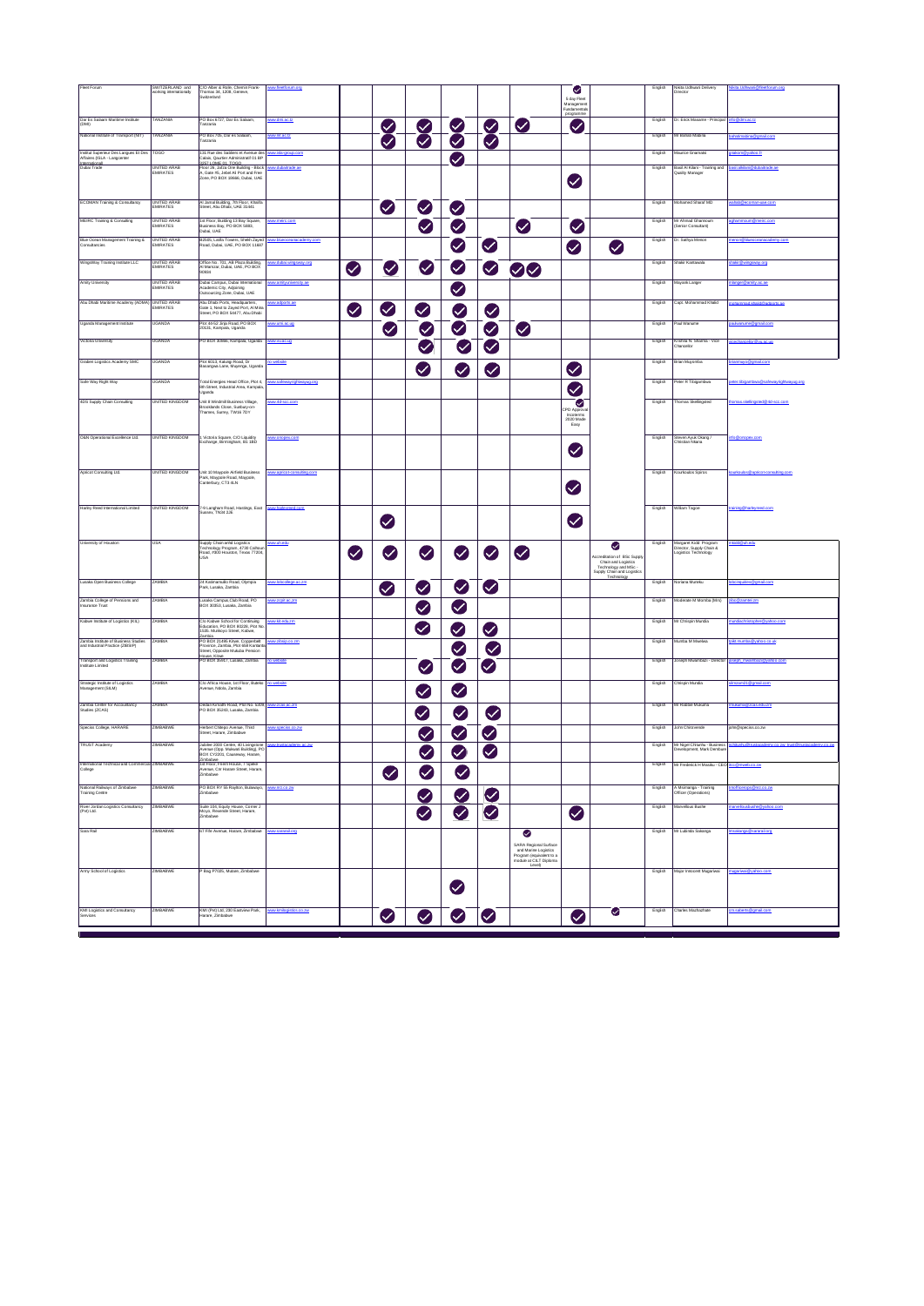| | | | | | | | | | | | | | | |
|---|---|---|---|---|---|---|---|---|---|---|---|---|---|---|
| Fleet Forum | SWITZERLAND and working internationally | C/O Alber & Rolle, Chemin Frank-Thomas 34, 1208, Geneva, Switzerland | www.fleetforum.org | | | | | | | ✓ 3-day Fleet Management Fundamentals programme | | English | Nikita Udhwani Delivery Director | Nikita.Udhwani@fleetforum.org |
| Dar es Salaam Maritime Institute (DMI) | TANZANIA | PO Box 6727, Dar Es Salaam, Tanzania | www.dmi.ac.tz | | ✓ | ✓ | ✓ | ✓ | ✓ | ✓ | | English | Dr. Jack Massene - Principal | info@dmi.ac.tz |
| National Institute of Transport (NIT) | TANZANIA | PO Box 705, Dar es Salaam, Tanzania | www.nit.ac.tz | | ✓ | ✓ | ✓ | ✓ | | | | English | Mr Bakari Mabina | bakarimabina@gmail.com |
| Institut Superieur Des Langues Et Des Affaires (ISLA - Longcenter International) | TOGO | 131 Rue des Soldats et Avenue des Calais, Quartier Administratif 01 BP 5057 LOME 01, TOGO | www.isla-group.com | | | | ✓ | | | | | English | Maurice Gnamossi | gnakom@yahoo.fr |
| Dubai Trade | UNITED ARAB EMIRATES | Floor 26, Jafza One Building - Block A, Gate #5, Jebel Ali Port and Free Zone, PO BOX 30666, Dubai, UAE | www.dubaitrade.ae | | | | | | | ✓ | | English | Basel Al Kilani - Training and Quality Manager | basel.alkilani@dubaitrade.ae |
| ECOMAN Training & Consultancy | UNITED ARAB EMIRATES | Al Jamal Building, 7th Floor, Khalifa Street, Abu Dhabi, UAE 31441 | | | ✓ | ✓ | ✓ | | | | | English | Mohamed Sharaf MD | sharaf@ecoman-uae.com |
| MERC Training & Consulting | UNITED ARAB EMIRATES | 1st Floor, Building 13 Bay Square, Business Bay, PO BOX 5883, Dubai, UAE | www.merc.com | | | ✓ | ✓ | | ✓ | ✓ | | English | Mr Ahmad Ghamoum (Senior Consultant) | aghamoum@merc.com |
| Blue Ocean Management Training & Consultancies | UNITED ARAB EMIRATES | 806B, Latifa Towers, Sheikh Zayed Road, Dubai, UAE, PO BOX 11887 | www.blueoceanacademy.com | | | | ✓ | ✓ | | ✓ | ✓ | English | Dr. Sathya Menon | menon@blueoceanacademy.com |
| Wingsway Training Institute LLC | UNITED ARAB EMIRATES | Office No. 701, Alli Plaza Building, Al Mankhool, Dubai, UAE, PO BOX 90916 | www.dubai.wingsway.org | ✓ | ✓ | ✓ | ✓ | ✓ | ✓✓ | | | English | Shakir Kunnawala | shakir@wingsway.org |
| Amity University | UNITED ARAB EMIRATES | Dubai Campus, Dubai International Academic City, Adjoining Outsourcing Zone, Dubai, UAE | www.amityuniversity.ae | | | | ✓ | | | | | English | Mayank Langer | mlanger@amity.ac.ae |
| Abu Dhabi Maritime Academy (ADMA) | UNITED ARAB EMIRATES | Abu Dhabi Ports, Headquarters, Gate 1, Next to Zayed Port, Al Mina Street, PO BOX 54477, Abu Dhabi | www.adports.ae | ✓ | ✓ | ✓ | ✓ | ✓ | | | | English | Capt. Mohammad Khalid | mohammad.khalid@adports.ae |
| Uganda Management Institute | UGANDA | Plot 44-52 Jinja Road, PO BOX 20131, Kampala, Uganda | www.umi.ac.ug | | ✓ | ✓ | ✓ | ✓ | ✓ | | | English | Paul Wanume | paulwanume@gmail.com |
| Victoria University | UGANDA | PO BOX 30866, Kampala, Uganda | www.vu.ac.ug | | | ✓ | ✓ | ✓ | | | | English | Krishna N. Sharma - Vice Chancellor | vicechancellor@vu.ac.ug |
| Gtabee Logistics Academy SMC | UGANDA | Plot 6013, Kasangati Road, Di Bwaangwa Lane, Muyenga, Uganda | no website | | | ✓ | ✓ | ✓ | | ✓ | | English | Brian Muyomba | bmuyomba@gmail.com |
| Safe Way Right Way | UGANDA | Total Energies Head Office, Plot 6, 6th Street, Industrial Area, Kampala, Uganda | www.safewayrightway.org | | | | | | | ✓ | | English | Peter R Tibigambwa | peter.tibigambwa@safewayrightway.org |
| ADS Supply Chain Consulting | UNITED KINGDOM | Unit 8 Windmill Business Village, Brooklands Close, Sunbury-on-Thames, Surrey, TW16 7DY | www.ad-scc.com | | | | | | | ✓ CPD Approval Incoterms 2020 Made Easy | | English | Thomas Skellingsted | thomas.skellingsted@ad-scc.com |
| O&N Operational Excellence Ltd. | UNITED KINGDOM | 1, Victoria Square, C/O Liquidity Exchange, Birmingham, B1 1BD | www.onopex.com | | | | | | | ✓ | | English | Steven Ayuk Okang / Christian Nfama | info@onopex.com |
| Apicon Consulting Ltd. | UNITED KINGDOM | Unit 10 Maypole Airfield Business Park, Maypole Road, Maypole, Canterbury, CT3 4LN | www.apicon-consulting.com | | | | | | | ✓ | | English | Kourkoulos Spiros | kourkoulos@apicon-consulting.com |
| Harley Reed International Limited | UNITED KINGDOM | 7-9 Langham Road, Hastings, East Sussex, TN34 2JE | www.harleyreed.com | | ✓ | | | | | ✓ | | English | William Tugon | training@harleyreed.com |
| University of Houston | USA | Supply Chain and Logistics Technology Program, 4730 Calhoun Road, #300 Houston, Texas 77204, USA | www.uh.edu | ✓ | ✓ | ✓ | ✓ | ✓ | ✓ | | ✓ Accreditation of BSc Supply Chain and Logistics Technology and MSc Supply Chain and Logistics Technology | English | Margaret Kidd Program Director, Supply Chain & Logistics Technology | mkidd@uh.edu |
| Lusaka Open Business College | ZAMBIA | 24 Katimamulilo Road, Olympia Park, Lusaka, Zambia | www.lobcollege.ac.zm | | ✓ | ✓ | ✓ | ✓ | | | | English | Noriana Muntelu | lobcmgahe@gmail.com |
| Zambia College of Pensions and Insurance Trust | ZAMBIA | Lusaka Campus, Club Road, PO BOX 30893, Lusaka, Zambia | www.zcpit.ac.zm | | | ✓ | ✓ | | | | | English | Modester M Mumba (Mrs) | zcpit@zamtel.zm |
| Kabwe Institute of Logistics (KIL) | ZAMBIA | C/o Kabwe School for Continuing Education, PO BOX 80208, Plot No. 1535, Mulekyo Street, Kabwe, Zambia | www.kil.edu.zm | | | ✓ | ✓ | ✓ | | | | English | Mr Chisipo Mumba | mumbachristopher@yahoo.com |
| Zambia Institute of Business Studies and Industrial Practice (ZIBSIP) | ZAMBIA | PO BOX 21485 Kitwe, Copperbelt Province, Zambia, Plot 608 Kantanta Street, Opposite Mukuba Pension House, Kitwe | www.zibsip.co.zm | | | | ✓ | ✓ | | | | English | Mumba M Mwelwa | bald.mumba@yahoo.co.uk |
| Transport and Logistics Training Institute Limited | ZAMBIA | PO BOX 35457, Lusaka, Zambia | no website | | | ✓ | ✓ | ✓ | | | | English | Joseph Mwamba - Director | joseph_mwamba@yahoo.com |
| Strategic Institute of Logistics Management (SILM) | ZAMBIA | C/o Africa House, 1st Floor, Buteko Avenue, Ndola, Zambia | no website | | | ✓ | ✓ | | | | | English | Chisipo Mumba | silmzam01@gmail.com |
| Zambia Centre for Accountancy Studies (ZCAS) | ZAMBIA | Dedan Kimathi Road, Plot No. 4308, PO BOX 35243, Lusaka, Zambia | www.zcas.ac.zm | | | ✓ | ✓ | ✓ | | | | English | Mr Robbie Mukuma | rmukuma@zcas.edu.zm |
| Speciss College, HARARE | ZIMBABWE | Herbert Chitepo Avenue, Third Street, Harare, Zimbabwe | www.speciss.co.zw | | | ✓ | ✓ | ✓ | | | | English | John Chinzvende | john@speciss.co.zw |
| TRUST Academy | ZIMBABWE | Jubilee 2000 Centre, 40 Livingstone Avenue (Opp. Malvern Building), PO BOX CY2029, Causeway, Harare, Zimbabwe | www.trustacademy.ac.zw | | | ✓ | ✓ | ✓ | | | | English | Mr Nigel Chiromo - Business Development, Mark Dembani | nchiromo@trustacademy.ac.zw; trust@trustacademy.co.zw |
| International Technical and Commercial College | ZIMBABWE | 1st Floor, Fearn House, 7 Speke Avenue, Cnr Harare Street, Harare, Zimbabwe | | | ✓ | ✓ | ✓ | | | | | English | Mr Frederick H Masiku - CEO | itcc@mweb.co.zw |
| National Railways of Zimbabwe Training Centre | ZIMBABWE | PO BOX RY 55 Raylton, Bulawayo, Zimbabwe | www.nrz.co.zw | | | ✓ | ✓ | ✓ | | | | English | A Msimanga - Training Officer (Operations) | trainingnrz@nrz.co.zw |
| River Jordan Logistics Consultancy (Pvt) Ltd. | ZIMBABWE | Suite 108, Equity House, Corner J Moyo, Rezende Street, Harare, Zimbabwe | | | | ✓ | ✓ | ✓ | | ✓ | | English | Marvellous Bushe | marvellousbushe@yahoo.com |
| Sara Rail | ZIMBABWE | 67 Fife Avenue, Harare, Zimbabwe | www.sararail.org | | | | | | ✓ SARA Regional Surface and Marine Logistics Program (equivalent to a module of CILT Diploma Level) | | | English | Mr Lubinda Sekanga | lsekanga@sararail.org |
| Army School of Logistics | ZIMBABWE | P Bag P7105, Mutare, Zimbabwe | | | | | ✓ | | | | | English | Major Innocent Magarawa | Magarawa@yahoo.com |
| KMI Logistics and Consultancy Services | ZIMBABWE | KMI (Pvt) Ltd, 230 Eastview Park, Harare, Zimbabwe | www.kmilogistics.co.zw | | ✓ | ✓ | ✓ | ✓ | | ✓ | ✓ | English | Charles Mazhazhate | cm.zabets@gmail.com |